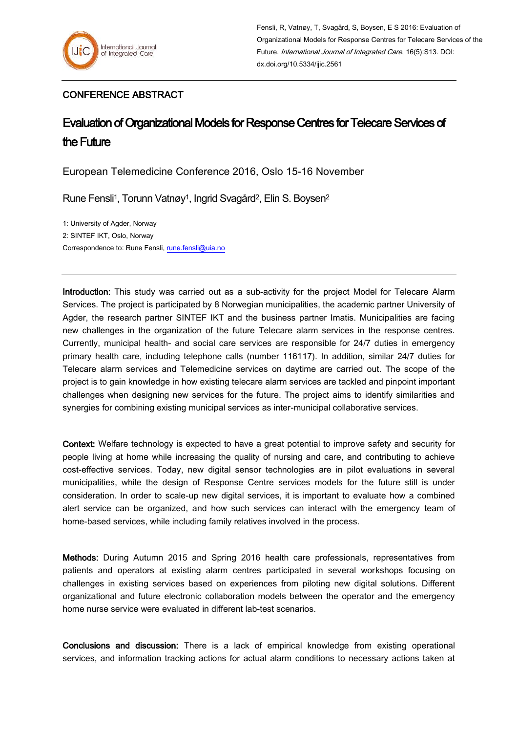Fensli, R, Vatnøy, T, Svagård, S, Boysen, E S 2016: Evaluation of Organizational Models for Response Centres for Telecare Services of the Future. *International Journal of Integrated Care*, 16(5):S13. DOI: dx.doi.org/10.5334/ijic.2561

CONFERENCE ABSTRACT

# Evaluation of Organizational Models for Response Centres for Telecare Services of the Future

European Telemedicine Conference 2016, Oslo 15-16 November

Rune Fensli[1], Torunn Vatnøy[1], Ingrid Svagård[2], Elin S. Boysen[2]

1: University of Agder, Norway
2: SINTEF IKT, Oslo, Norway
Correspondence to: Rune Fensli, rune.fensli@uia.no

---

**Introduction:** This study was carried out as a sub-activity for the project Model for Telecare Alarm Services. The project is participated by 8 Norwegian municipalities, the academic partner University of Agder, the research partner SINTEF IKT and the business partner Imatis. Municipalities are facing new challenges in the organization of the future Telecare alarm services in the response centres. Currently, municipal health- and social care services are responsible for 24/7 duties in emergency primary health care, including telephone calls (number 116117). In addition, similar 24/7 duties for Telecare alarm services and Telemedicine services on daytime are carried out. The scope of the project is to gain knowledge in how existing telecare alarm services are tackled and pinpoint important challenges when designing new services for the future. The project aims to identify similarities and synergies for combining existing municipal services as inter-municipal collaborative services.

**Context:** Welfare technology is expected to have a great potential to improve safety and security for people living at home while increasing the quality of nursing and care, and contributing to achieve cost-effective services. Today, new digital sensor technologies are in pilot evaluations in several municipalities, while the design of Response Centre services models for the future still is under consideration. In order to scale-up new digital services, it is important to evaluate how a combined alert service can be organized, and how such services can interact with the emergency team of home-based services, while including family relatives involved in the process.

**Methods:** During Autumn 2015 and Spring 2016 health care professionals, representatives from patients and operators at existing alarm centres participated in several workshops focusing on challenges in existing services based on experiences from piloting new digital solutions. Different organizational and future electronic collaboration models between the operator and the emergency home nurse service were evaluated in different lab-test scenarios.

**Conclusions and discussion:** There is a lack of empirical knowledge from existing operational services, and information tracking actions for actual alarm conditions to necessary actions taken at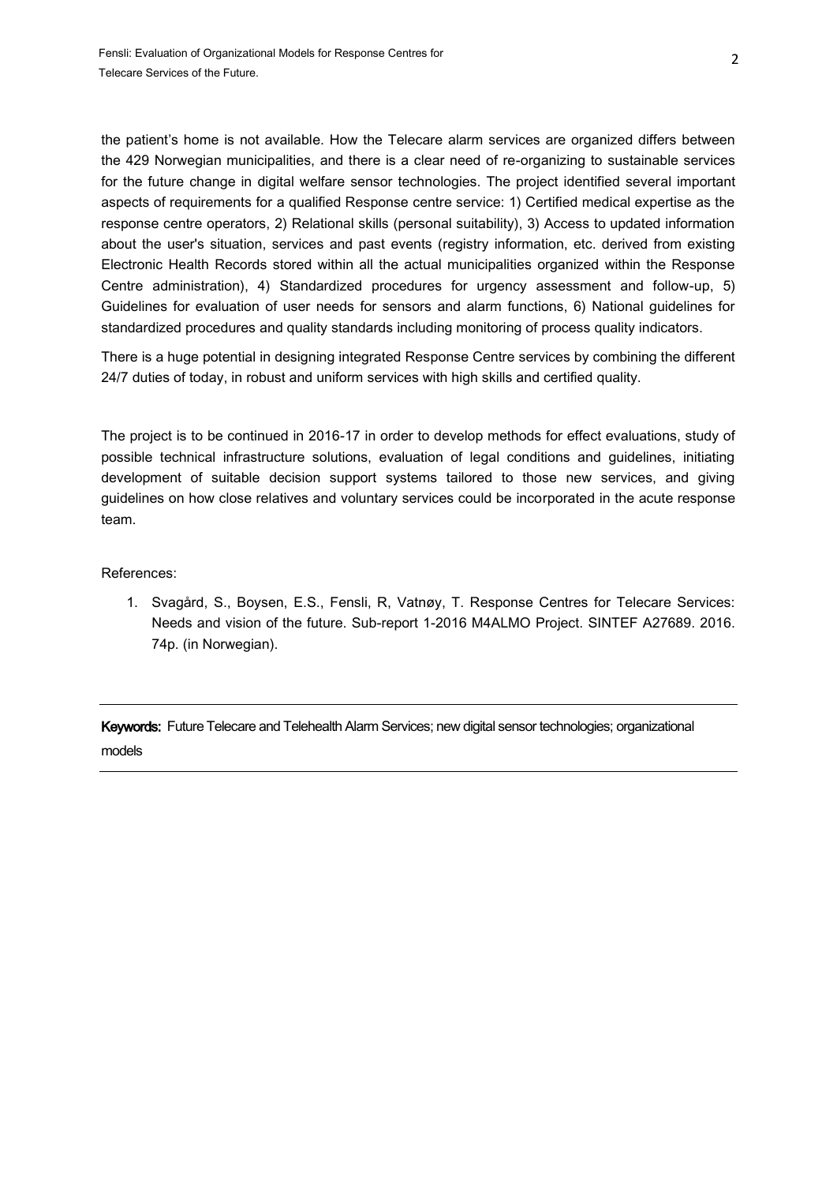the patient's home is not available. How the Telecare alarm services are organized differs between the 429 Norwegian municipalities, and there is a clear need of re-organizing to sustainable services for the future change in digital welfare sensor technologies. The project identified several important aspects of requirements for a qualified Response centre service: 1) Certified medical expertise as the response centre operators, 2) Relational skills (personal suitability), 3) Access to updated information about the user's situation, services and past events (registry information, etc. derived from existing Electronic Health Records stored within all the actual municipalities organized within the Response Centre administration), 4) Standardized procedures for urgency assessment and follow-up, 5) Guidelines for evaluation of user needs for sensors and alarm functions, 6) National guidelines for standardized procedures and quality standards including monitoring of process quality indicators.

There is a huge potential in designing integrated Response Centre services by combining the different 24/7 duties of today, in robust and uniform services with high skills and certified quality.

The project is to be continued in 2016-17 in order to develop methods for effect evaluations, study of possible technical infrastructure solutions, evaluation of legal conditions and guidelines, initiating development of suitable decision support systems tailored to those new services, and giving guidelines on how close relatives and voluntary services could be incorporated in the acute response team.

References:

1. Svagård, S., Boysen, E.S., Fensli, R, Vatnøy, T. Response Centres for Telecare Services: Needs and vision of the future. Sub-report 1-2016 M4ALMO Project. SINTEF A27689. 2016. 74p. (in Norwegian).

---

**Keywords:** Future Telecare and Telehealth Alarm Services; new digital sensor technologies; organizational models

---